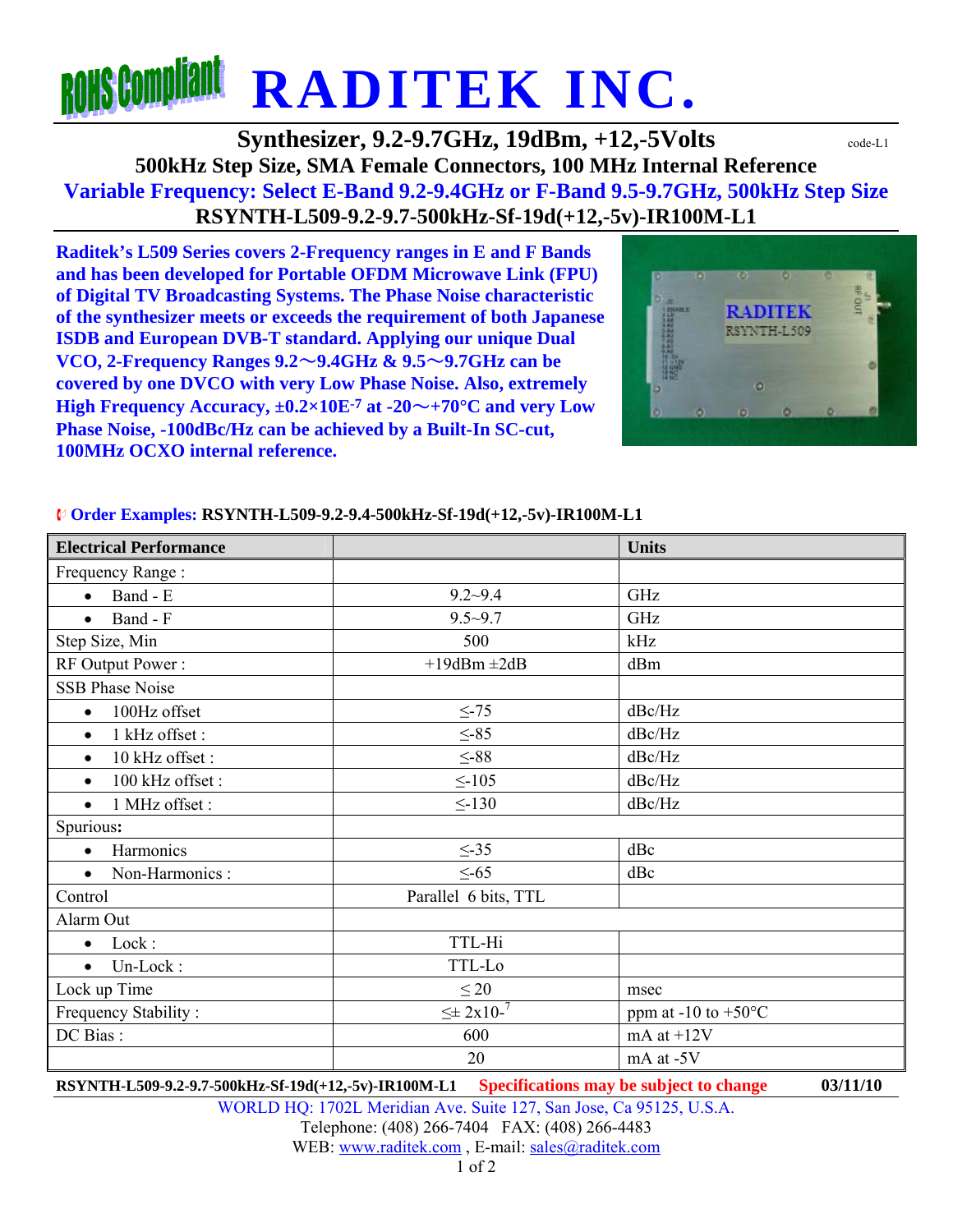# RADITEK INC.

## Synthesizer, 9.2-9.7GHz, 19dBm, +12,-5Volts

code-L1

### 500kHz Step Size, SMA Female Connectors, 100 MHz Internal Reference

### Variable Frequency: Select E-Band 9.2-9.4GHz or F-Band 9.5-9.7GHz, 500kHz Step Size

### RSYNTH-L509-9.2-9.7-500kHz-Sf-19d(+12,-5v)-IR100M-L1

**Raditek's L509 Series covers 2-Frequency ranges in E and F Bands and has been developed for Portable OFDM Microwave Link (FPU) of Digital TV Broadcasting Systems. The Phase Noise characteristic of the synthesizer meets or exceeds the requirement of both Japanese ISDB and European DVB-T standard. Applying our unique Dual VCO, 2-Frequency Ranges 9.2〜9.4GHz & 9.5〜9.7GHz can be covered by one DVCO with very Low Phase Noise. Also, extremely High Frequency Accuracy, ±0.2×10E$^{-7}$ at -20〜+70°C and very Low Phase Noise, -100dBc/Hz can be achieved by a Built-In SC-cut, 100MHz OCXO internal reference.**

**Order Examples:** **RSYNTH-L509-9.2-9.4-500kHz-Sf-19d(+12,-5v)-IR100M-L1**

| Electrical Performance | | Units |
|---|---|---|
| Frequency Range : | | |
| • Band - E | 9.2~9.4 | GHz |
| • Band - F | 9.5~9.7 | GHz |
| Step Size, Min | 500 | kHz |
| RF Output Power : | +19dBm ±2dB | dBm |
| SSB Phase Noise | | |
| • 100Hz offset | ≤-75 | dBc/Hz |
| • 1 kHz offset : | ≤-85 | dBc/Hz |
| • 10 kHz offset : | ≤-88 | dBc/Hz |
| • 100 kHz offset : | ≤-105 | dBc/Hz |
| • 1 MHz offset : | ≤-130 | dBc/Hz |
| Spurious: | | |
| • Harmonics | ≤-35 | dBc |
| • Non-Harmonics : | ≤-65 | dBc |
| Control | Parallel 6 bits, TTL | |
| Alarm Out | | |
| • Lock : | TTL-Hi | |
| • Un-Lock : | TTL-Lo | |
| Lock up Time | ≤ 20 | msec |
| Frequency Stability : | ≤± 2x10$^{-7}$ | ppm at -10 to +50°C |
| DC Bias : | 600 | mA at +12V |
| | 20 | mA at -5V |

**RSYNTH-L509-9.2-9.7-500kHz-Sf-19d(+12,-5v)-IR100M-L1** **Specifications may be subject to change** **03/11/10**

WORLD HQ: 1702L Meridian Ave. Suite 127, San Jose, Ca 95125, U.S.A.
Telephone: (408) 266-7404 FAX: (408) 266-4483
WEB: www.raditek.com , E-mail: sales@raditek.com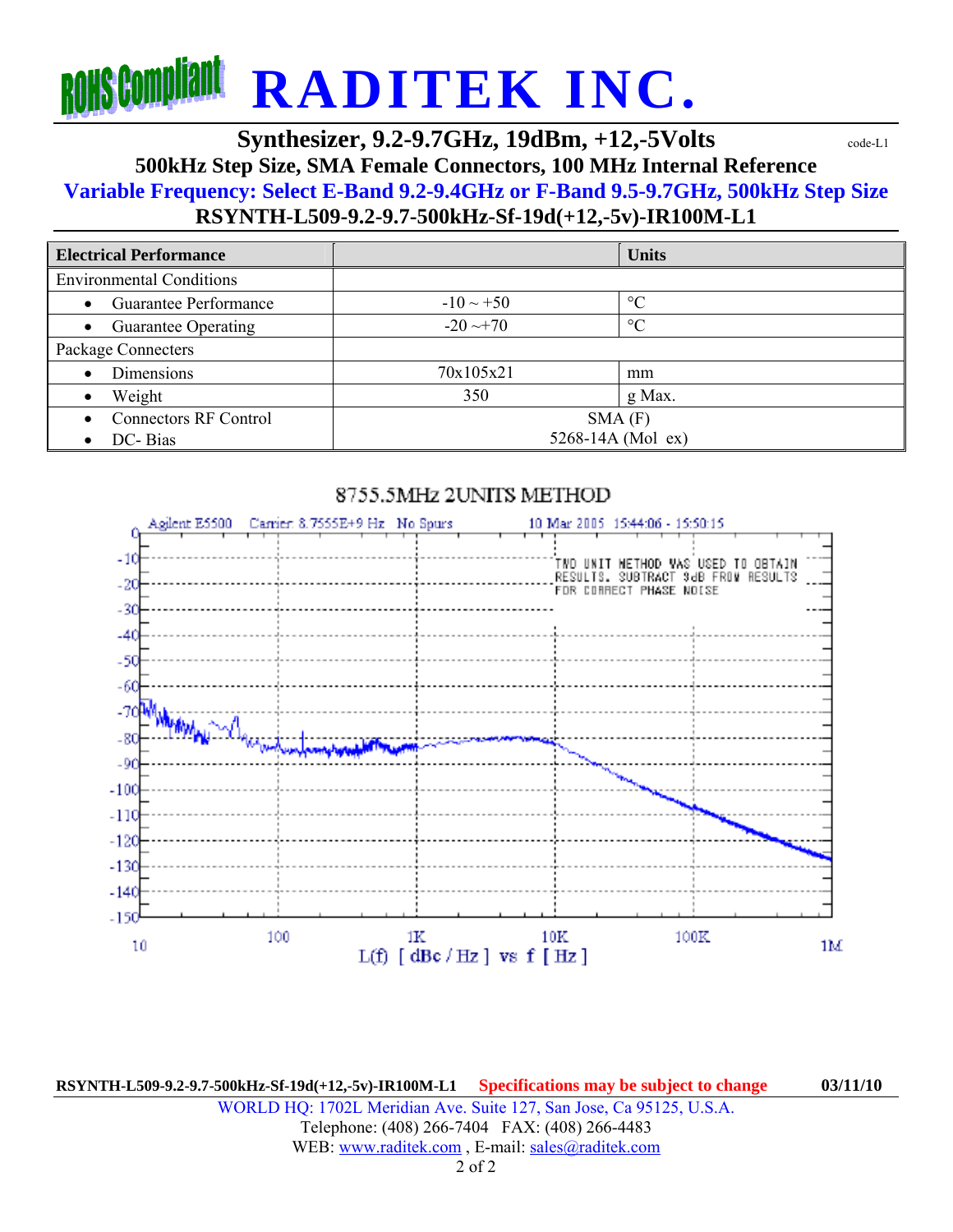# RADITEK INC.

## Synthesizer, 9.2-9.7GHz, 19dBm, +12,-5Volts

code-L1

**500kHz Step Size, SMA Female Connectors, 100 MHz Internal Reference**

**Variable Frequency: Select E-Band 9.2-9.4GHz or F-Band 9.5-9.7GHz, 500kHz Step Size**

**RSYNTH-L509-9.2-9.7-500kHz-Sf-19d(+12,-5v)-IR100M-L1**

| Electrical Performance | | Units |
|---|---|---|
| Environmental Conditions | | |
| • Guarantee Performance | -10 ~ +50 | °C |
| • Guarantee Operating | -20 ~+70 | °C |
| Package Connecters | | |
| • Dimensions | 70x105x21 | mm |
| • Weight | 350 | g Max. |
| • Connectors RF Control<br>• DC- Bias | SMA (F)<br>5268-14A (Mol ex) | |

8755.5MHz 2UNITS METHOD

Agilent E5500 Carrier 8.7555E+9 Hz No Spurs 10 Mar 2005 15:44:06 - 15:50:15

TWO UNIT METHOD WAS USED TO OBTAIN RESULTS. SUBTRACT 3dB FROM RESULTS FOR CORRECT PHASE NOISE

0
-10
-20
-30
-40
-50
-60
-70
-80
-90
-100
-110
-120
-130
-140
-150

10 100 1K 10K 100K 1M

L(f) [ dBc / Hz ] vs f [ Hz ]

RSYNTH-L509-9.2-9.7-500kHz-Sf-19d(+12,-5v)-IR100M-L1 Specifications may be subject to change 03/11/10

WORLD HQ: 1702L Meridian Ave. Suite 127, San Jose, Ca 95125, U.S.A.
Telephone: (408) 266-7404 FAX: (408) 266-4483
WEB: www.raditek.com , E-mail: sales@raditek.com